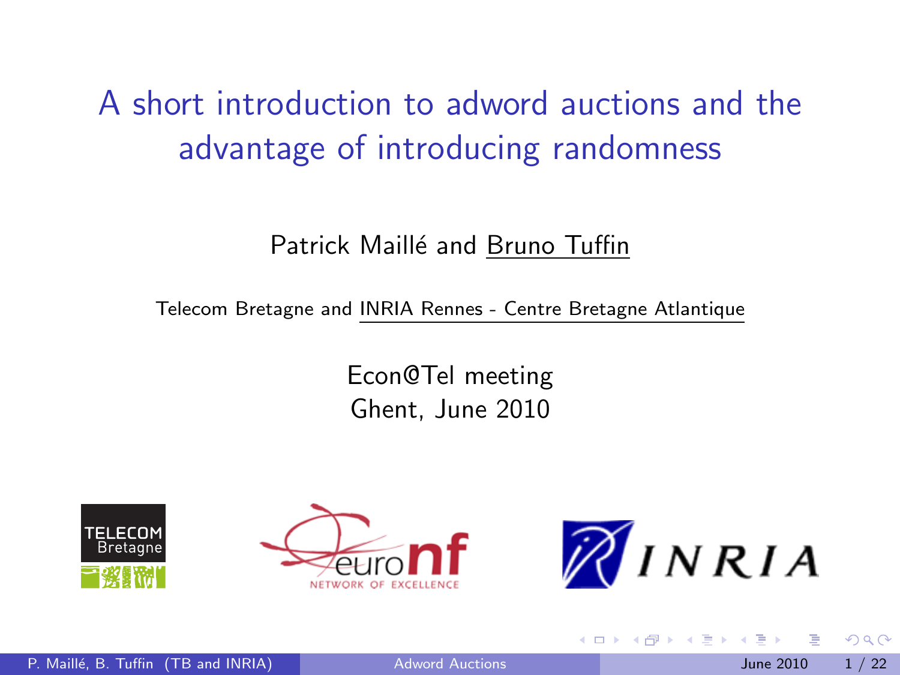# A short introduction to adword auctions and the advantage of introducing randomness

Patrick Maillé and Bruno Tuffin

Telecom Bretagne and INRIA Rennes - Centre Bretagne Atlantique

Econ@Tel meeting
Ghent, June 2010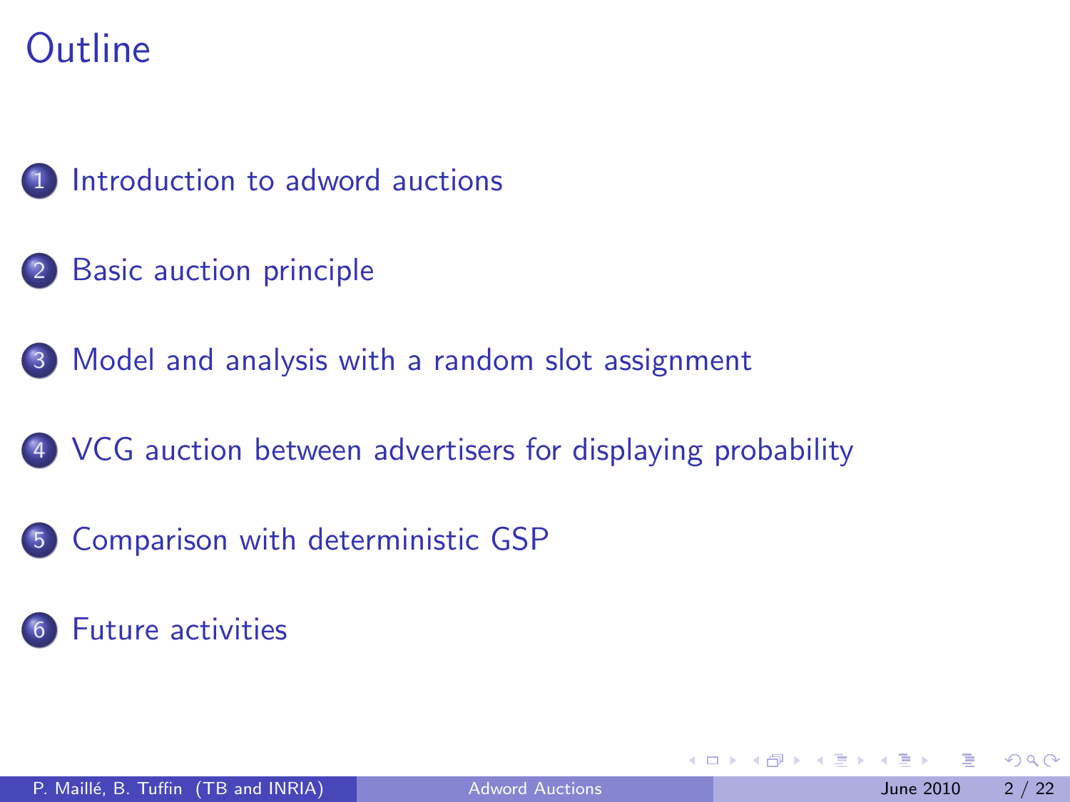# Outline

1. Introduction to adword auctions
2. Basic auction principle
3. Model and analysis with a random slot assignment
4. VCG auction between advertisers for displaying probability
5. Comparison with deterministic GSP
6. Future activities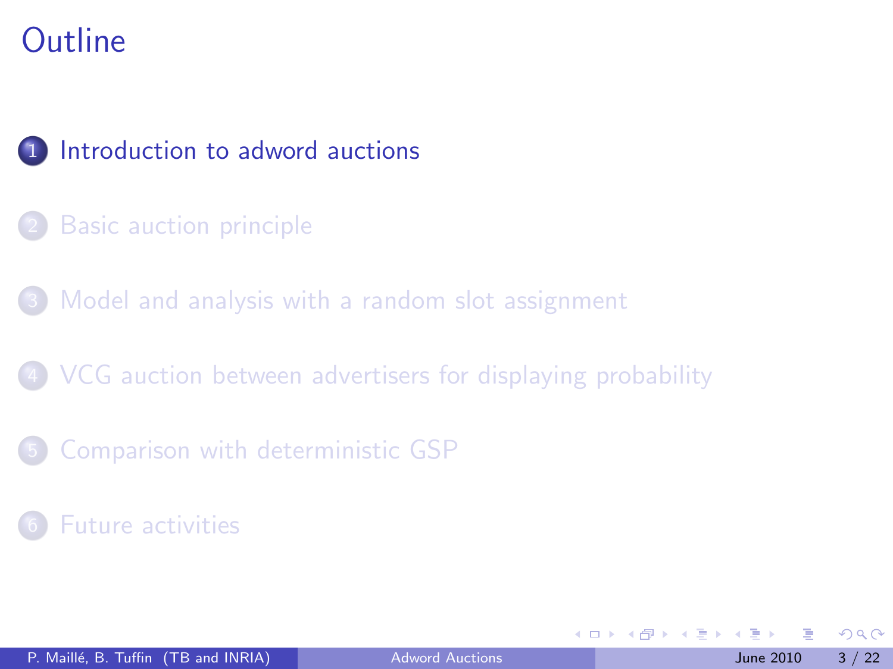# Outline

1. Introduction to adword auctions
2. Basic auction principle
3. Model and analysis with a random slot assignment
4. VCG auction between advertisers for displaying probability
5. Comparison with deterministic GSP
6. Future activities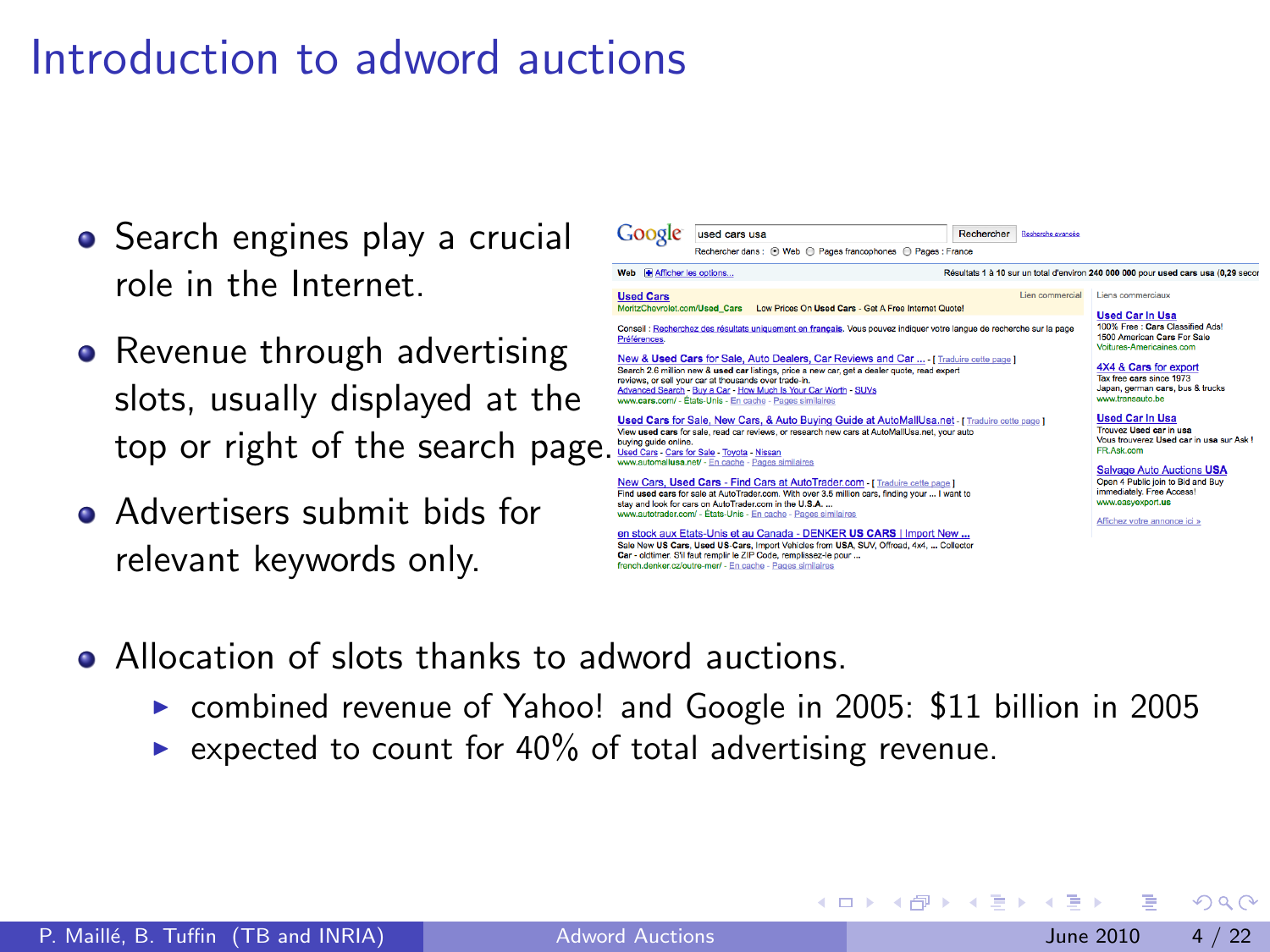# Introduction to adword auctions

- Search engines play a crucial role in the Internet.
- Revenue through advertising slots, usually displayed at the top or right of the search page.
- Advertisers submit bids for relevant keywords only.

- Allocation of slots thanks to adword auctions.
  - combined revenue of Yahoo! and Google in 2005: $11 billion in 2005
  - expected to count for 40% of total advertising revenue.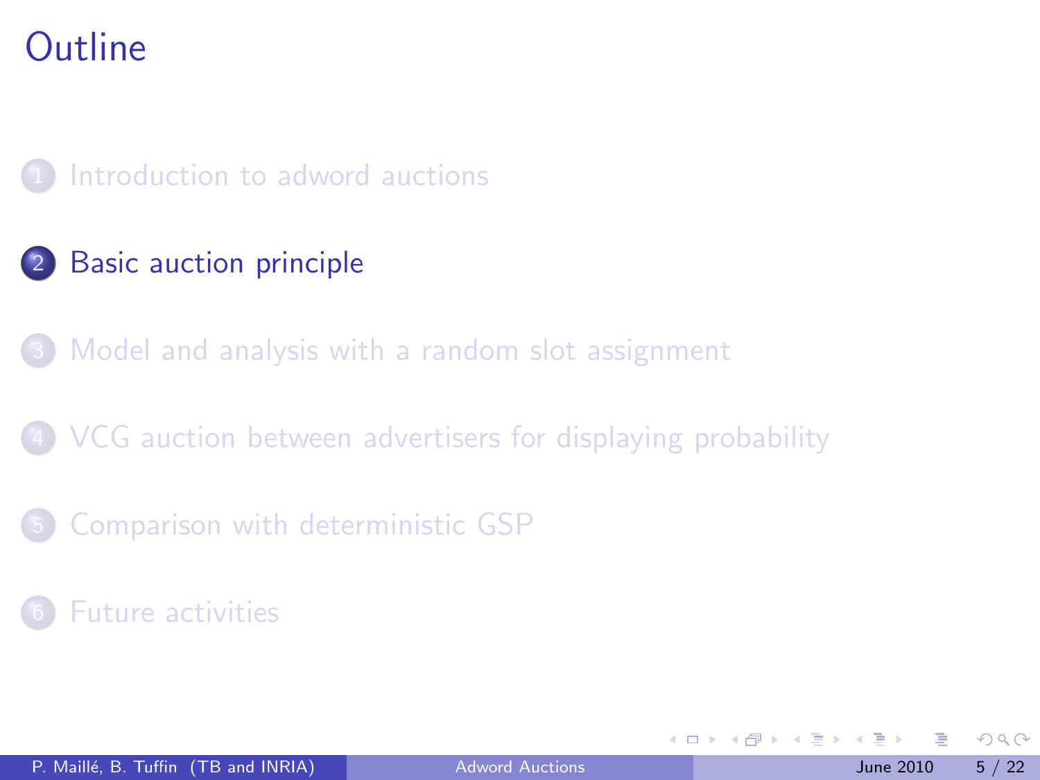# Outline

1. Introduction to adword auctions
2. Basic auction principle
3. Model and analysis with a random slot assignment
4. VCG auction between advertisers for displaying probability
5. Comparison with deterministic GSP
6. Future activities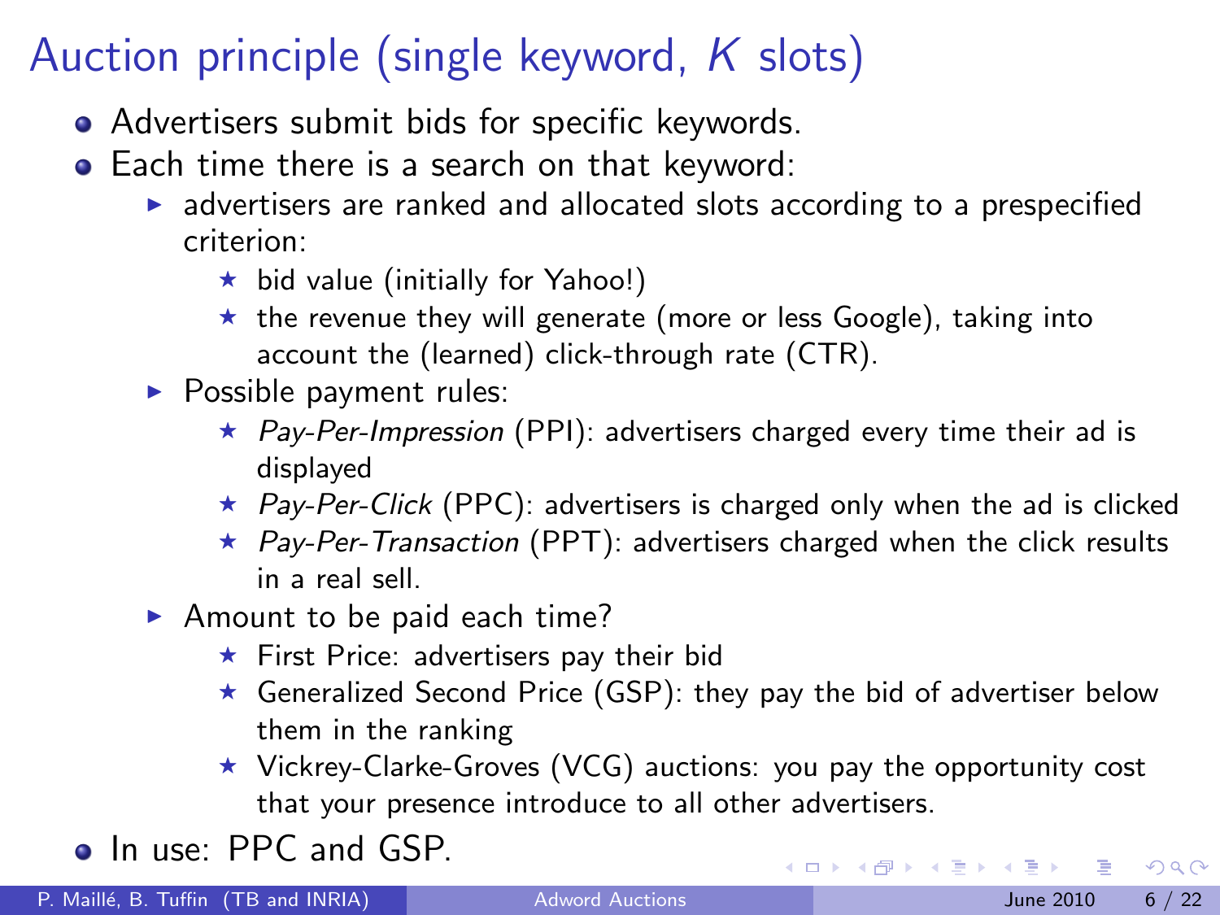# Auction principle (single keyword, $K$ slots)

- Advertisers submit bids for specific keywords.
- Each time there is a search on that keyword:
  - advertisers are ranked and allocated slots according to a prespecified criterion:
    - bid value (initially for Yahoo!)
    - the revenue they will generate (more or less Google), taking into account the (learned) click-through rate (CTR).
  - Possible payment rules:
    - *Pay-Per-Impression* (PPI): advertisers charged every time their ad is displayed
    - *Pay-Per-Click* (PPC): advertisers is charged only when the ad is clicked
    - *Pay-Per-Transaction* (PPT): advertisers charged when the click results in a real sell.
  - Amount to be paid each time?
    - First Price: advertisers pay their bid
    - Generalized Second Price (GSP): they pay the bid of advertiser below them in the ranking
    - Vickrey-Clarke-Groves (VCG) auctions: you pay the opportunity cost that your presence introduce to all other advertisers.
- In use: PPC and GSP.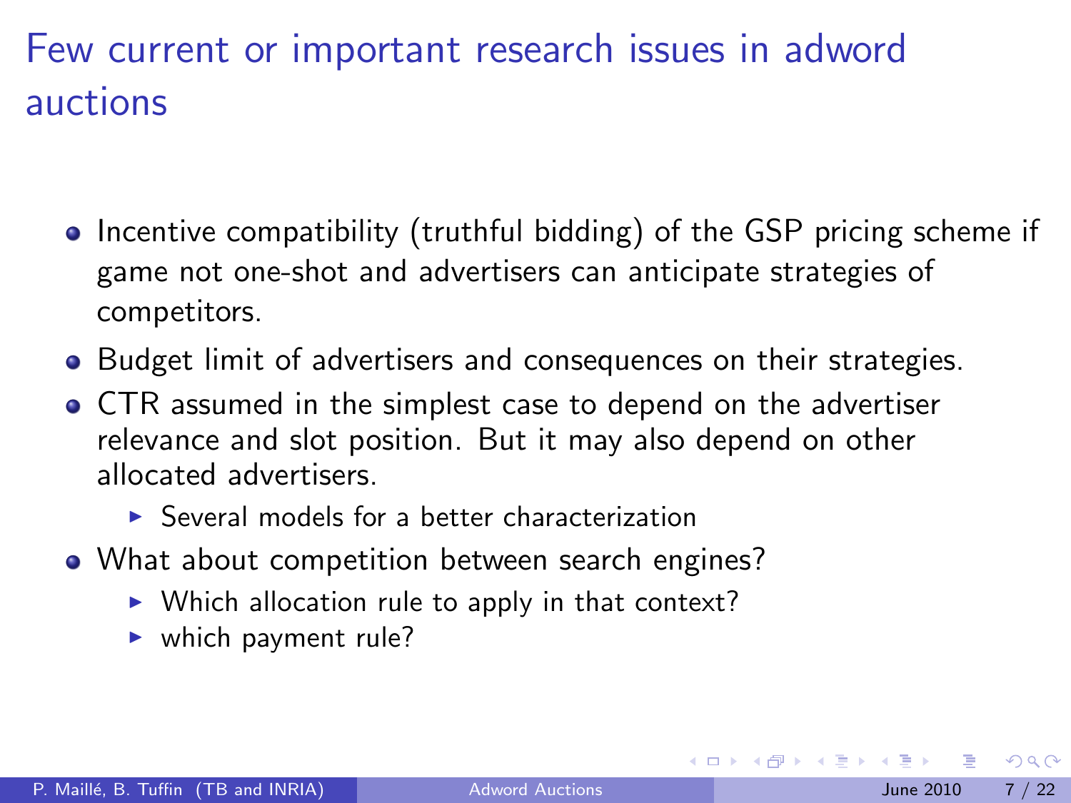# Few current or important research issues in adword auctions

- Incentive compatibility (truthful bidding) of the GSP pricing scheme if game not one-shot and advertisers can anticipate strategies of competitors.
- Budget limit of advertisers and consequences on their strategies.
- CTR assumed in the simplest case to depend on the advertiser relevance and slot position. But it may also depend on other allocated advertisers.
  - Several models for a better characterization
- What about competition between search engines?
  - Which allocation rule to apply in that context?
  - which payment rule?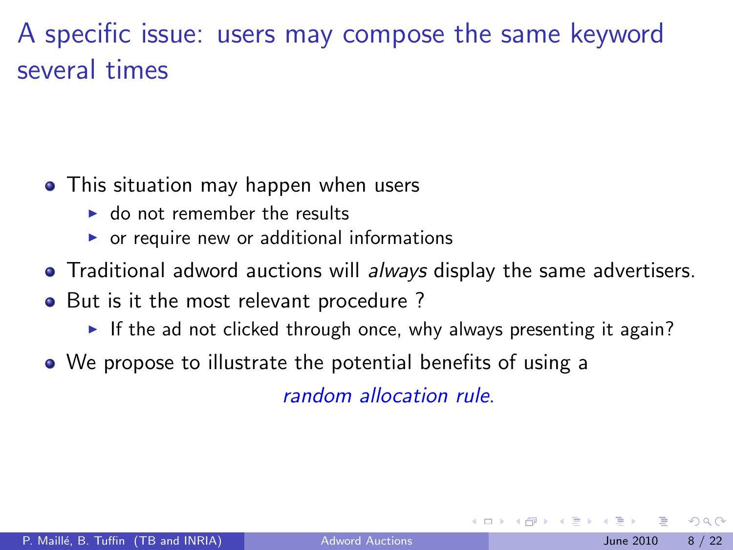# A specific issue: users may compose the same keyword several times

- This situation may happen when users
  - do not remember the results
  - or require new or additional informations
- Traditional adword auctions will *always* display the same advertisers.
- But is it the most relevant procedure ?
  - If the ad not clicked through once, why always presenting it again?
- We propose to illustrate the potential benefits of using a

  *random allocation rule.*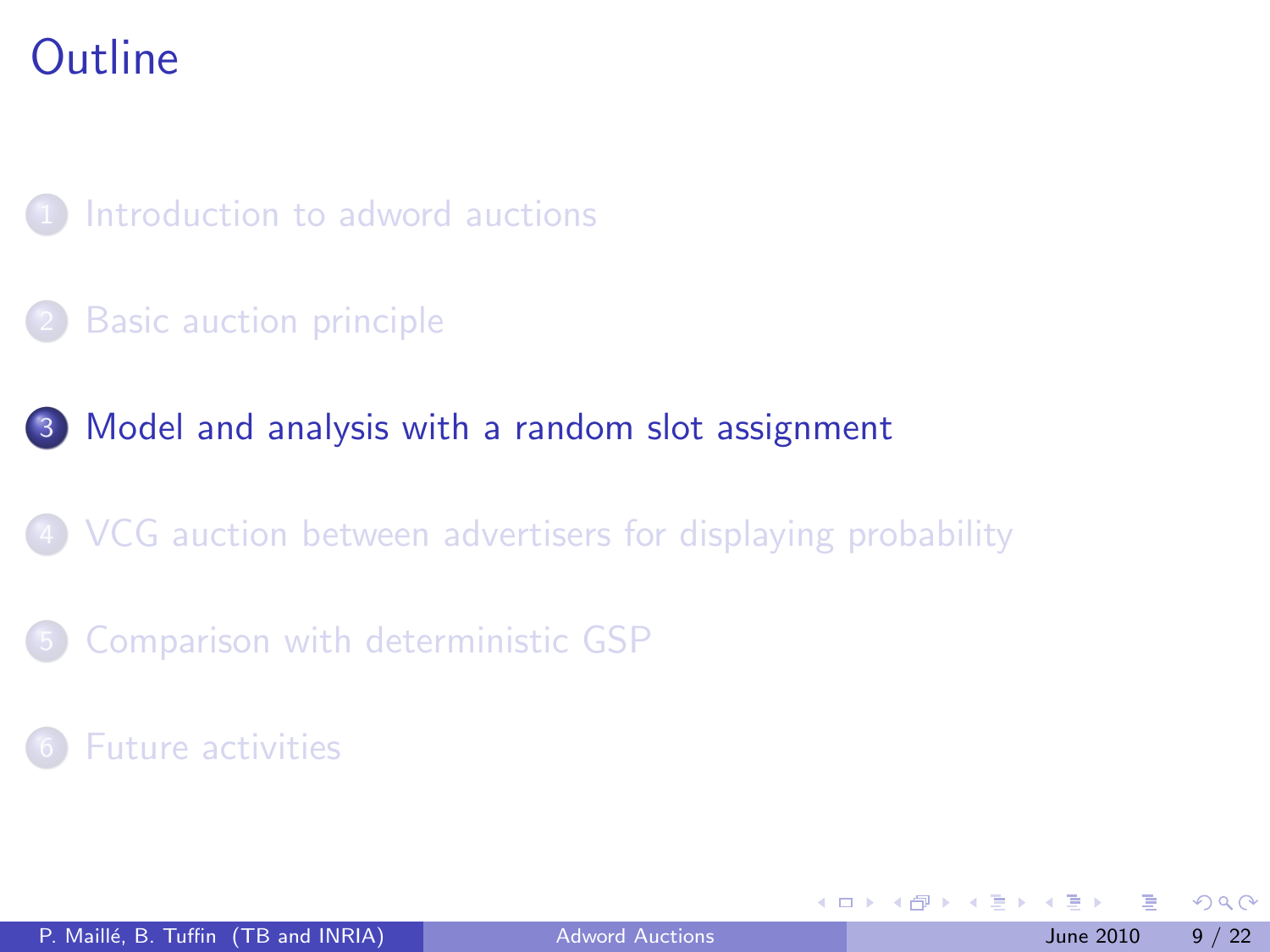# Outline

1. Introduction to adword auctions
2. Basic auction principle
3. **Model and analysis with a random slot assignment**
4. VCG auction between advertisers for displaying probability
5. Comparison with deterministic GSP
6. Future activities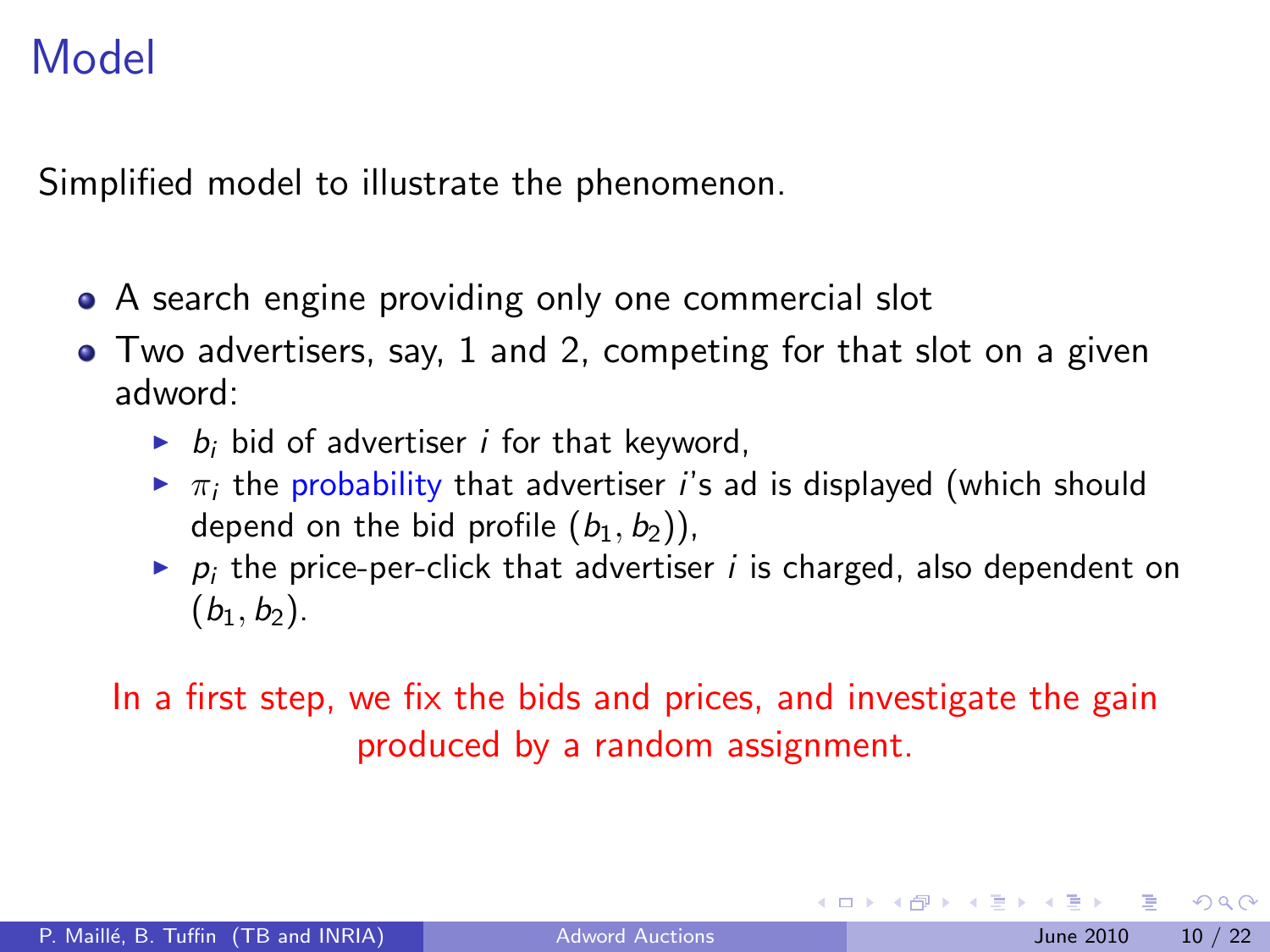# Model

Simplified model to illustrate the phenomenon.

- A search engine providing only one commercial slot
- Two advertisers, say, 1 and 2, competing for that slot on a given adword:
  - $b_i$ bid of advertiser $i$ for that keyword,
  - $\pi_i$ the probability that advertiser $i$'s ad is displayed (which should depend on the bid profile $(b_1, b_2)$),
  - $p_i$ the price-per-click that advertiser $i$ is charged, also dependent on $(b_1, b_2)$.

In a first step, we fix the bids and prices, and investigate the gain produced by a random assignment.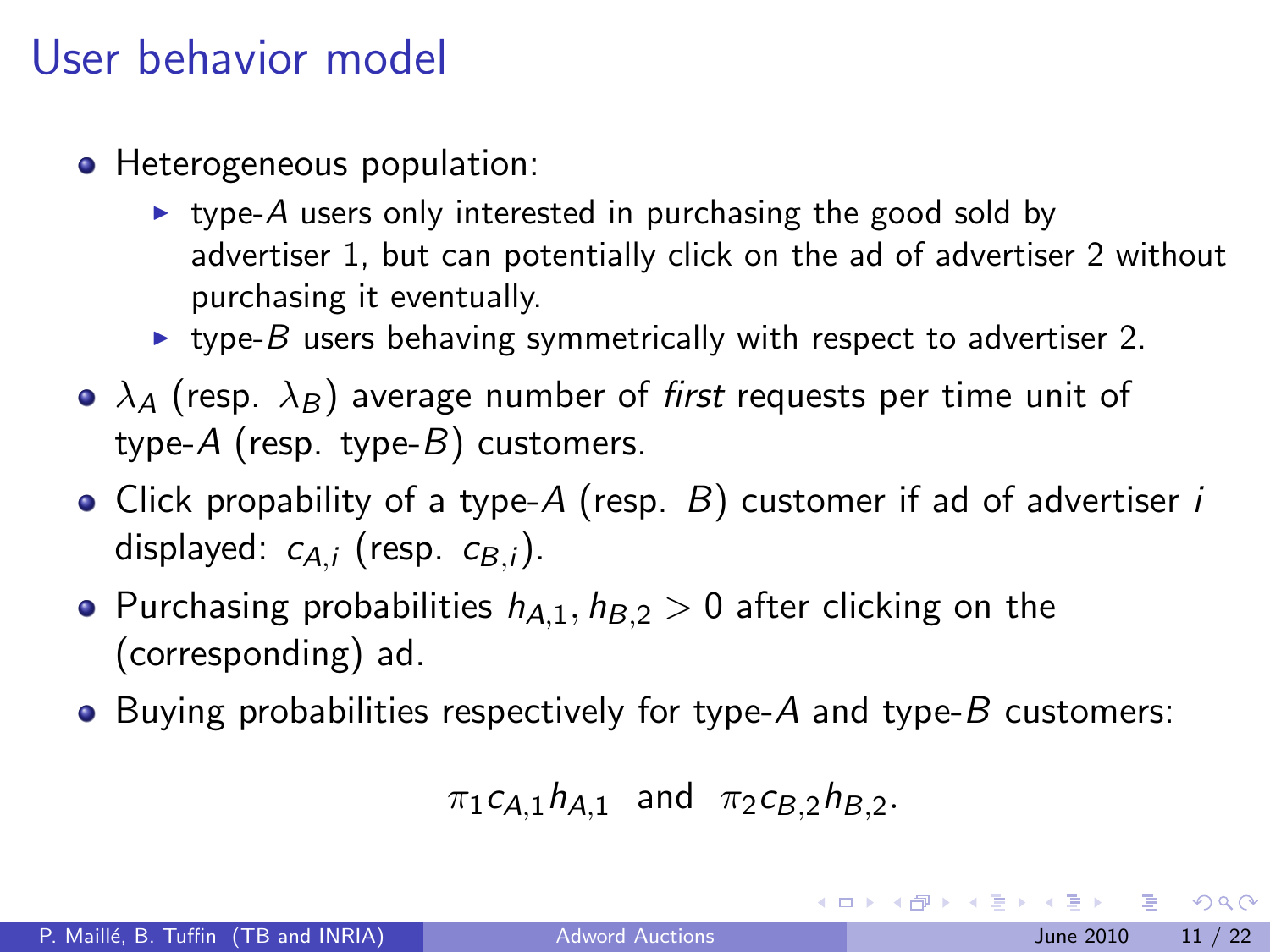# User behavior model

- Heterogeneous population:
  - type-$A$ users only interested in purchasing the good sold by advertiser 1, but can potentially click on the ad of advertiser 2 without purchasing it eventually.
  - type-$B$ users behaving symmetrically with respect to advertiser 2.
- $\lambda_A$ (resp. $\lambda_B$) average number of *first* requests per time unit of type-$A$ (resp. type-$B$) customers.
- Click propability of a type-$A$ (resp. $B$) customer if ad of advertiser $i$ displayed: $c_{A,i}$ (resp. $c_{B,i}$).
- Purchasing probabilities $h_{A,1}, h_{B,2} > 0$ after clicking on the (corresponding) ad.
- Buying probabilities respectively for type-$A$ and type-$B$ customers:

$$\pi_1 c_{A,1} h_{A,1} \quad \text{and} \quad \pi_2 c_{B,2} h_{B,2}.$$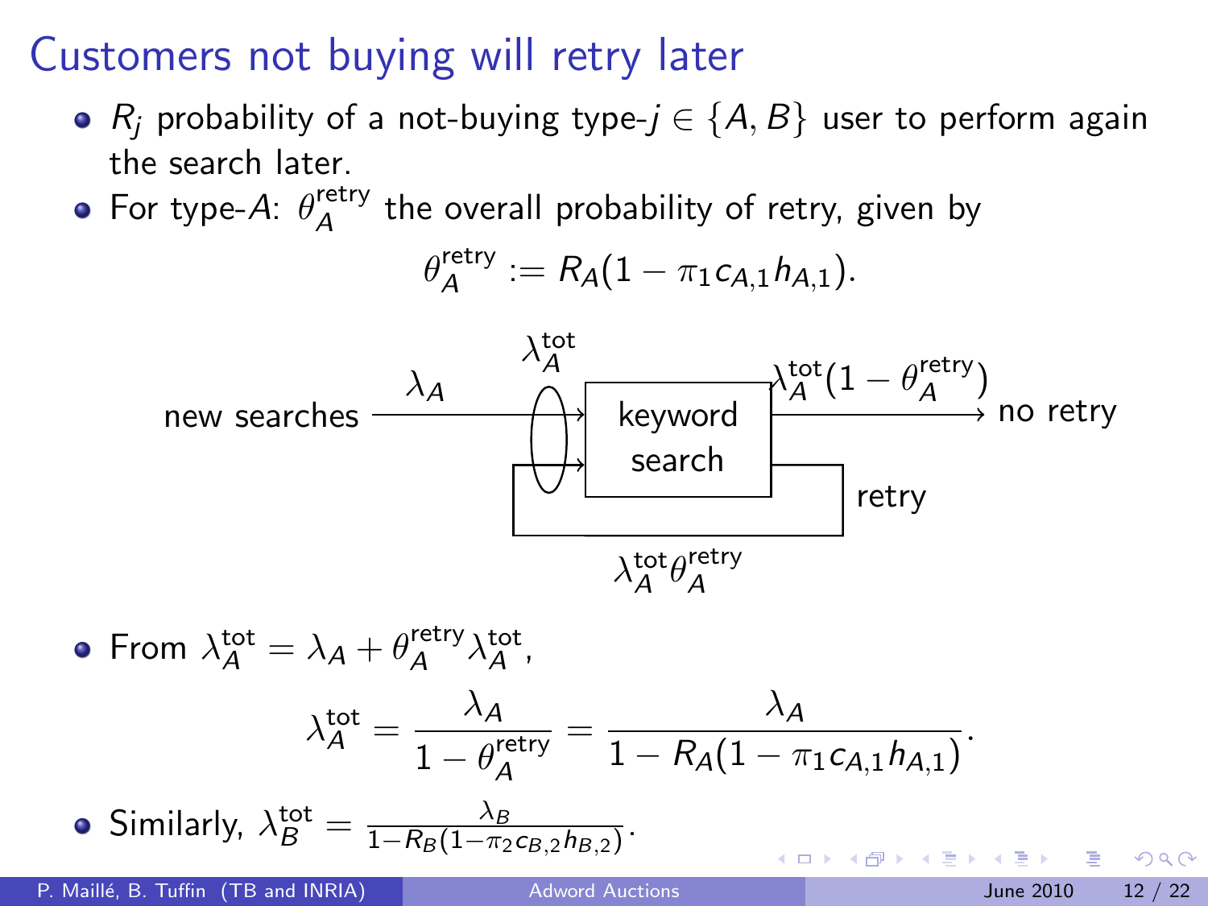# Customers not buying will retry later

- $R_j$ probability of a not-buying type-$j \in \{A, B\}$ user to perform again the search later.
- For type-$A$: $\theta_A^{\text{retry}}$ the overall probability of retry, given by

$$\theta_A^{\text{retry}} := R_A(1 - \pi_1 c_{A,1} h_{A,1}).$$

new searches $\lambda_A$ → $\lambda_A^{\text{tot}}$ → keyword search → $\lambda_A^{\text{tot}}(1 - \theta_A^{\text{retry}})$ no retry

retry $\lambda_A^{\text{tot}}\theta_A^{\text{retry}}$

- From $\lambda_A^{\text{tot}} = \lambda_A + \theta_A^{\text{retry}}\lambda_A^{\text{tot}}$,

$$\lambda_A^{\text{tot}} = \frac{\lambda_A}{1 - \theta_A^{\text{retry}}} = \frac{\lambda_A}{1 - R_A(1 - \pi_1 c_{A,1} h_{A,1})}.$$

- Similarly, $\lambda_B^{\text{tot}} = \frac{\lambda_B}{1 - R_B(1 - \pi_2 c_{B,2} h_{B,2})}$.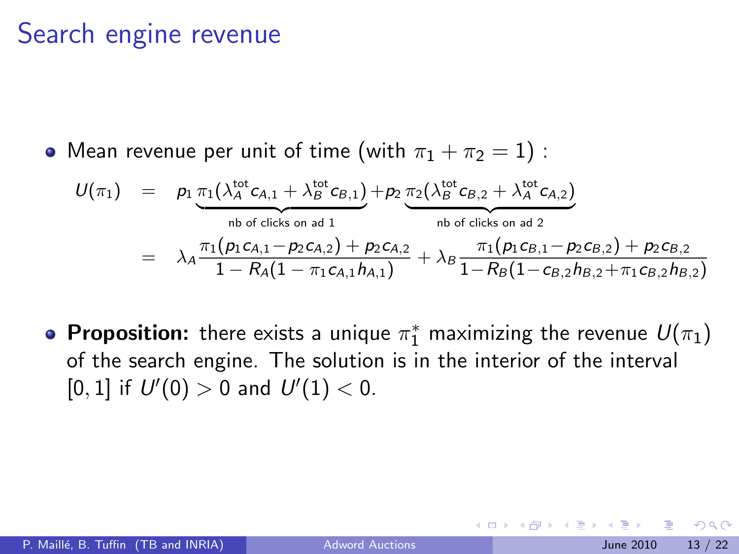# Search engine revenue

- Mean revenue per unit of time (with $\pi_1 + \pi_2 = 1$) :

$$
\begin{aligned}
U(\pi_1) &= p_1 \underbrace{\pi_1(\lambda_A^{\text{tot}} c_{A,1} + \lambda_B^{\text{tot}} c_{B,1})}_{\text{nb of clicks on ad 1}} + p_2 \underbrace{\pi_2(\lambda_B^{\text{tot}} c_{B,2} + \lambda_A^{\text{tot}} c_{A,2})}_{\text{nb of clicks on ad 2}} \\
&= \lambda_A \frac{\pi_1(p_1 c_{A,1} - p_2 c_{A,2}) + p_2 c_{A,2}}{1 - R_A(1 - \pi_1 c_{A,1} h_{A,1})} + \lambda_B \frac{\pi_1(p_1 c_{B,1} - p_2 c_{B,2}) + p_2 c_{B,2}}{1 - R_B(1 - c_{B,2} h_{B,2} + \pi_1 c_{B,2} h_{B,2})}
\end{aligned}
$$

- **Proposition:** there exists a unique $\pi_1^*$ maximizing the revenue $U(\pi_1)$ of the search engine. The solution is in the interior of the interval $[0, 1]$ if $U'(0) > 0$ and $U'(1) < 0$.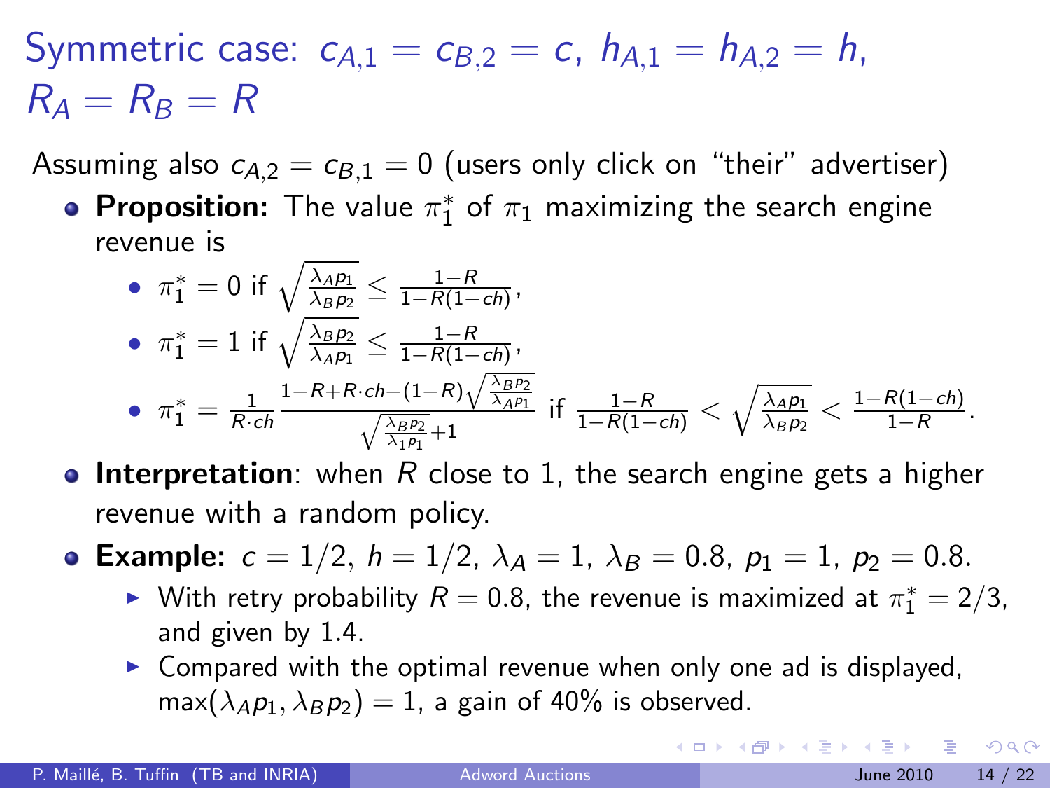# Symmetric case: $c_{A,1} = c_{B,2} = c$, $h_{A,1} = h_{A,2} = h$, $R_A = R_B = R$

Assuming also $c_{A,2} = c_{B,1} = 0$ (users only click on "their" advertiser)

- **Proposition:** The value $\pi_1^*$ of $\pi_1$ maximizing the search engine revenue is
  - $\pi_1^* = 0$ if $\sqrt{\frac{\lambda_A p_1}{\lambda_B p_2}} \leq \frac{1-R}{1-R(1-ch)}$,
  - $\pi_1^* = 1$ if $\sqrt{\frac{\lambda_B p_2}{\lambda_A p_1}} \leq \frac{1-R}{1-R(1-ch)}$,
  - $\pi_1^* = \frac{1}{R \cdot ch} \frac{1-R+R\cdot ch-(1-R)\sqrt{\frac{\lambda_B p_2}{\lambda_A p_1}}}{\sqrt{\frac{\lambda_B p_2}{\lambda_1 p_1}}+1}$ if $\frac{1-R}{1-R(1-ch)} < \sqrt{\frac{\lambda_A p_1}{\lambda_B p_2}} < \frac{1-R(1-ch)}{1-R}$.
- **Interpretation**: when $R$ close to 1, the search engine gets a higher revenue with a random policy.
- **Example:** $c = 1/2$, $h = 1/2$, $\lambda_A = 1$, $\lambda_B = 0.8$, $p_1 = 1$, $p_2 = 0.8$.
  - With retry probability $R = 0.8$, the revenue is maximized at $\pi_1^* = 2/3$, and given by 1.4.
  - Compared with the optimal revenue when only one ad is displayed, $\max(\lambda_A p_1, \lambda_B p_2) = 1$, a gain of 40% is observed.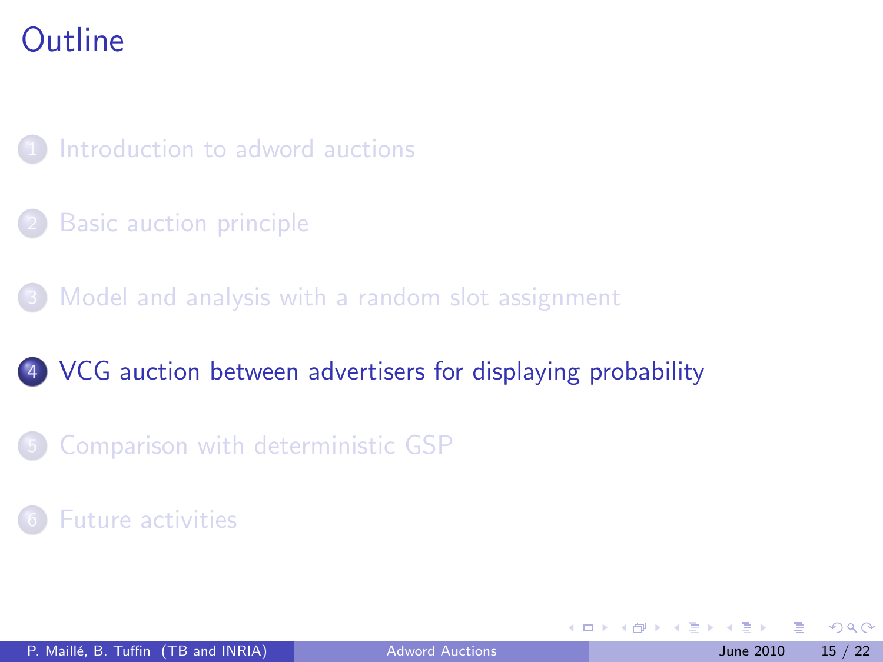# Outline

1. Introduction to adword auctions
2. Basic auction principle
3. Model and analysis with a random slot assignment
4. **VCG auction between advertisers for displaying probability**
5. Comparison with deterministic GSP
6. Future activities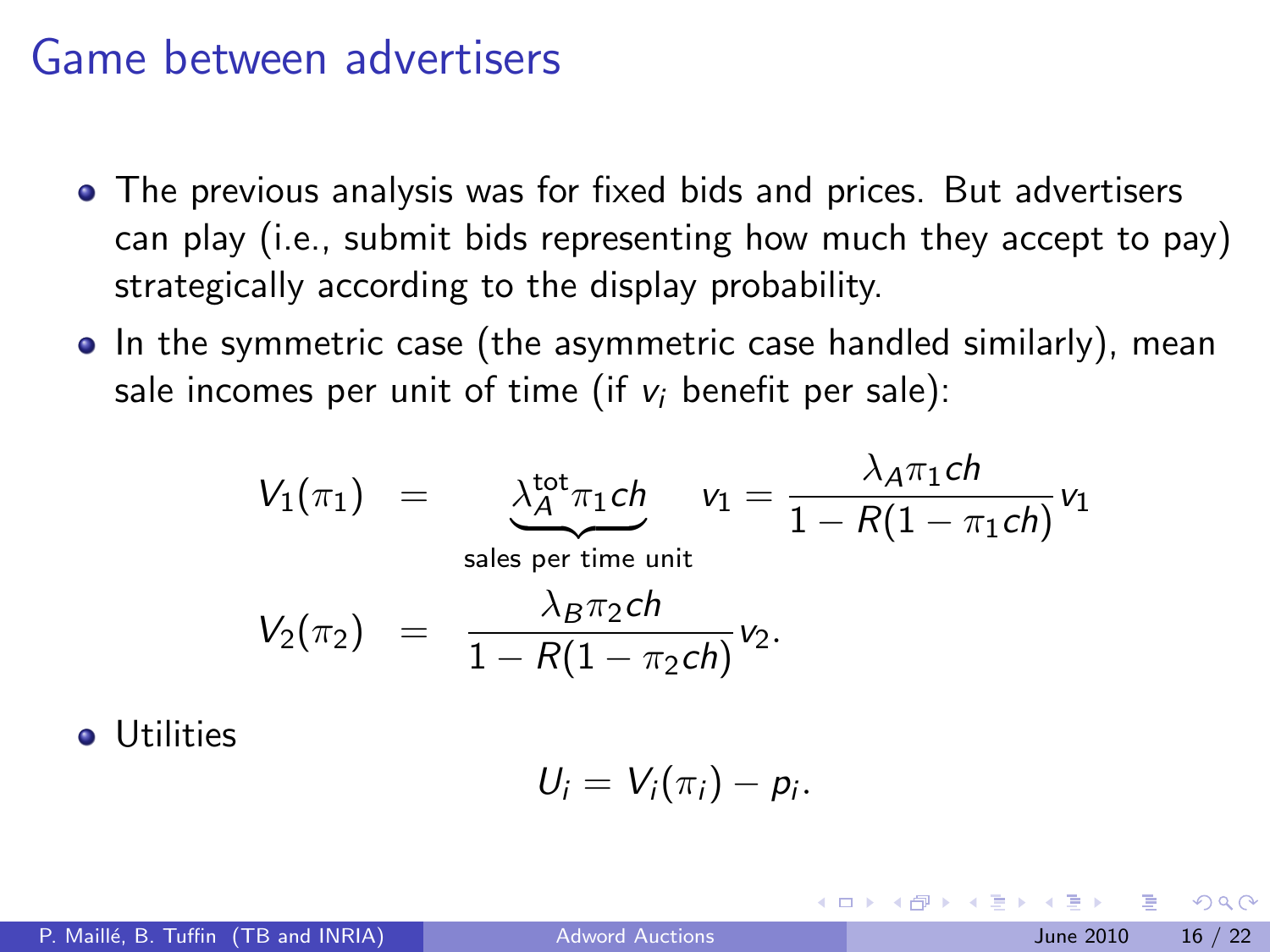# Game between advertisers

- The previous analysis was for fixed bids and prices. But advertisers can play (i.e., submit bids representing how much they accept to pay) strategically according to the display probability.
- In the symmetric case (the asymmetric case handled similarly), mean sale incomes per unit of time (if $v_i$ benefit per sale):

$$
\begin{aligned}
V_1(\pi_1) &= \underbrace{\lambda_A^{\text{tot}} \pi_1 ch}_{\text{sales per time unit}} \quad v_1 = \frac{\lambda_A \pi_1 ch}{1 - R(1 - \pi_1 ch)} v_1 \\
V_2(\pi_2) &= \frac{\lambda_B \pi_2 ch}{1 - R(1 - \pi_2 ch)} v_2.
\end{aligned}
$$

- Utilities

$$
U_i = V_i(\pi_i) - p_i.
$$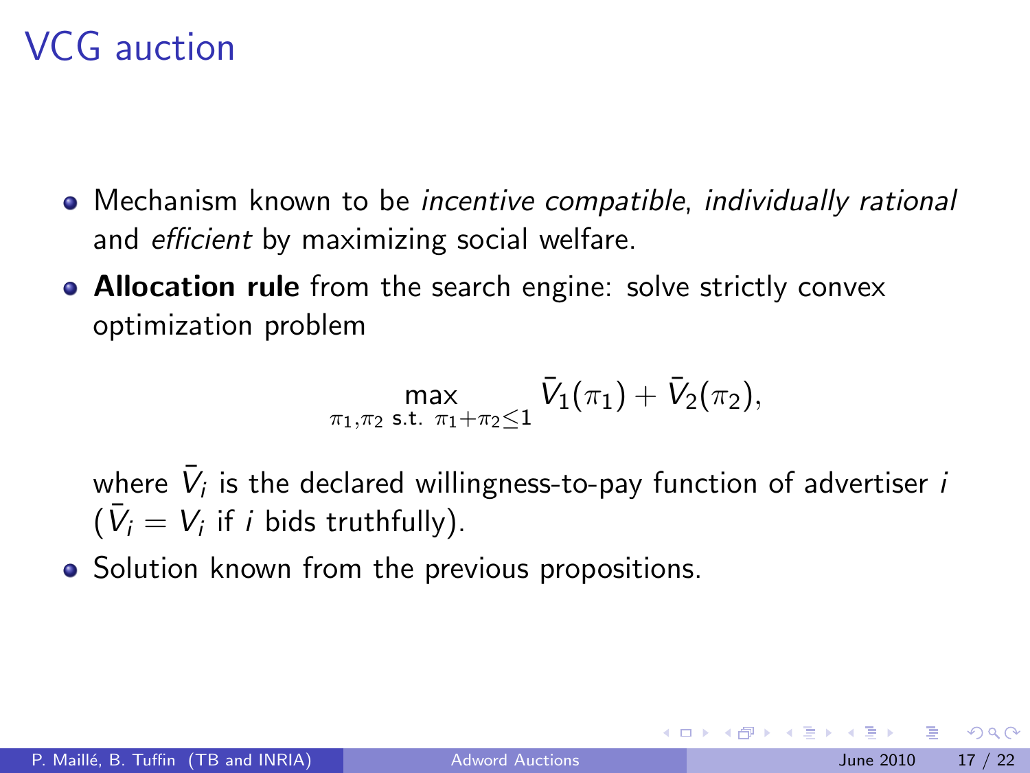# VCG auction

- Mechanism known to be *incentive compatible*, *individually rational* and *efficient* by maximizing social welfare.
- **Allocation rule** from the search engine: solve strictly convex optimization problem

$$\max_{\pi_1,\pi_2 \text{ s.t. } \pi_1+\pi_2\leq 1} \bar{V}_1(\pi_1) + \bar{V}_2(\pi_2),$$

  where $\bar{V}_i$ is the declared willingness-to-pay function of advertiser $i$ ($\bar{V}_i = V_i$ if $i$ bids truthfully).
- Solution known from the previous propositions.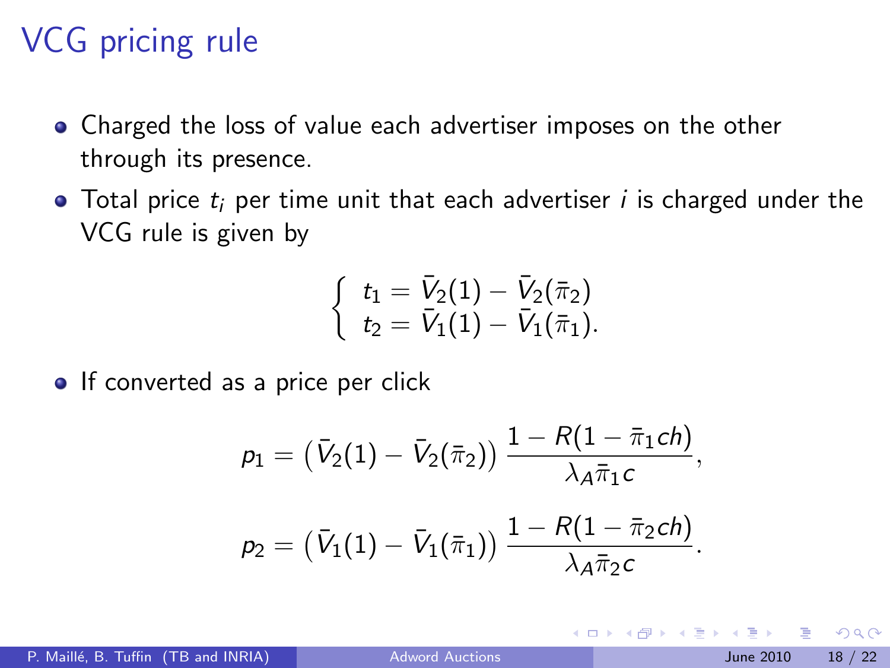# VCG pricing rule

- Charged the loss of value each advertiser imposes on the other through its presence.
- Total price $t_i$ per time unit that each advertiser $i$ is charged under the VCG rule is given by

$$\begin{cases} t_1 = \bar{V}_2(1) - \bar{V}_2(\bar{\pi}_2) \\ t_2 = \bar{V}_1(1) - \bar{V}_1(\bar{\pi}_1). \end{cases}$$

- If converted as a price per click

$$p_1 = \left(\bar{V}_2(1) - \bar{V}_2(\bar{\pi}_2)\right) \frac{1 - R(1 - \bar{\pi}_1 ch)}{\lambda_A \bar{\pi}_1 c},$$

$$p_2 = \left(\bar{V}_1(1) - \bar{V}_1(\bar{\pi}_1)\right) \frac{1 - R(1 - \bar{\pi}_2 ch)}{\lambda_A \bar{\pi}_2 c}.$$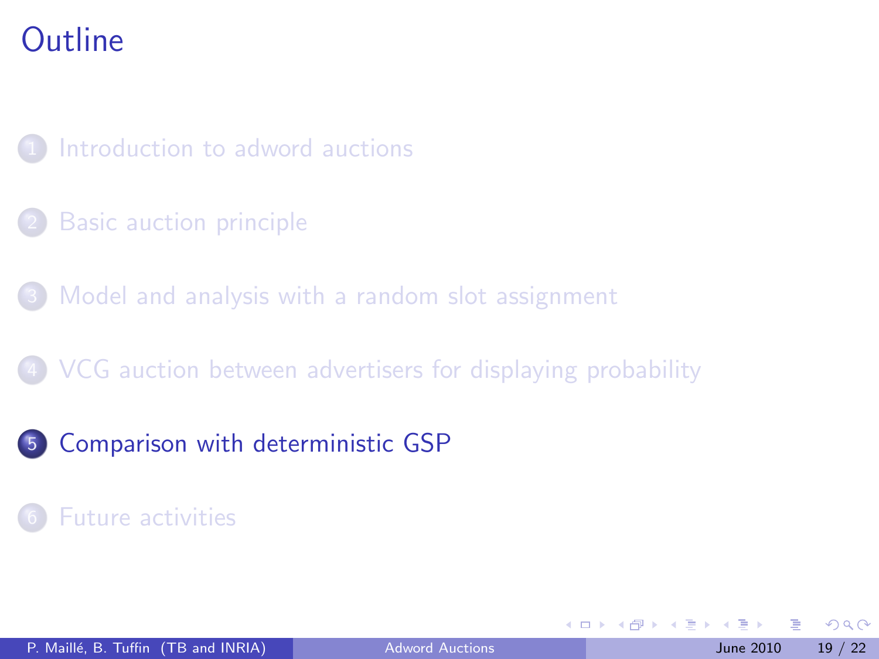# Outline

1. Introduction to adword auctions
2. Basic auction principle
3. Model and analysis with a random slot assignment
4. VCG auction between advertisers for displaying probability
5. **Comparison with deterministic GSP**
6. Future activities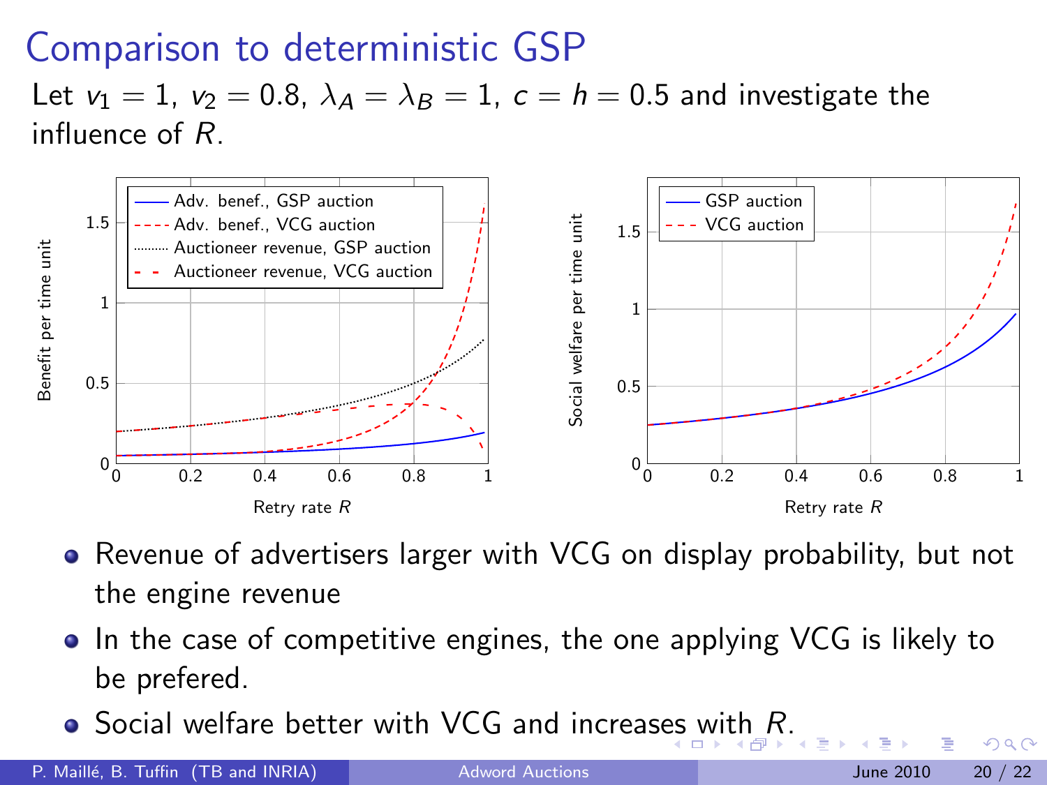# Comparison to deterministic GSP

Let $v_1 = 1$, $v_2 = 0.8$, $\lambda_A = \lambda_B = 1$, $c = h = 0.5$ and investigate the influence of $R$.

- Revenue of advertisers larger with VCG on display probability, but not the engine revenue
- In the case of competitive engines, the one applying VCG is likely to be prefered.
- Social welfare better with VCG and increases with $R$.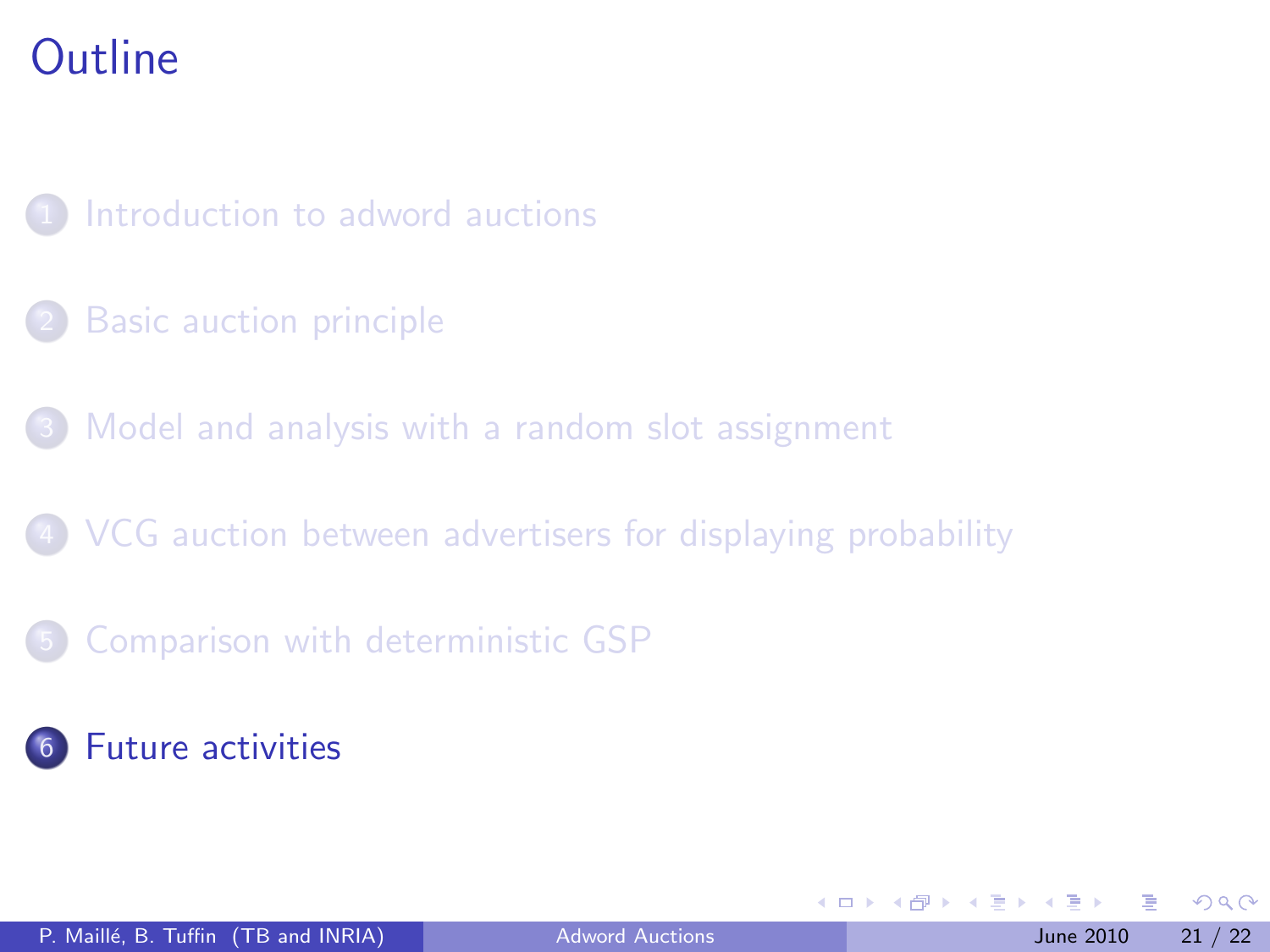# Outline

1. Introduction to adword auctions
2. Basic auction principle
3. Model and analysis with a random slot assignment
4. VCG auction between advertisers for displaying probability
5. Comparison with deterministic GSP
6. Future activities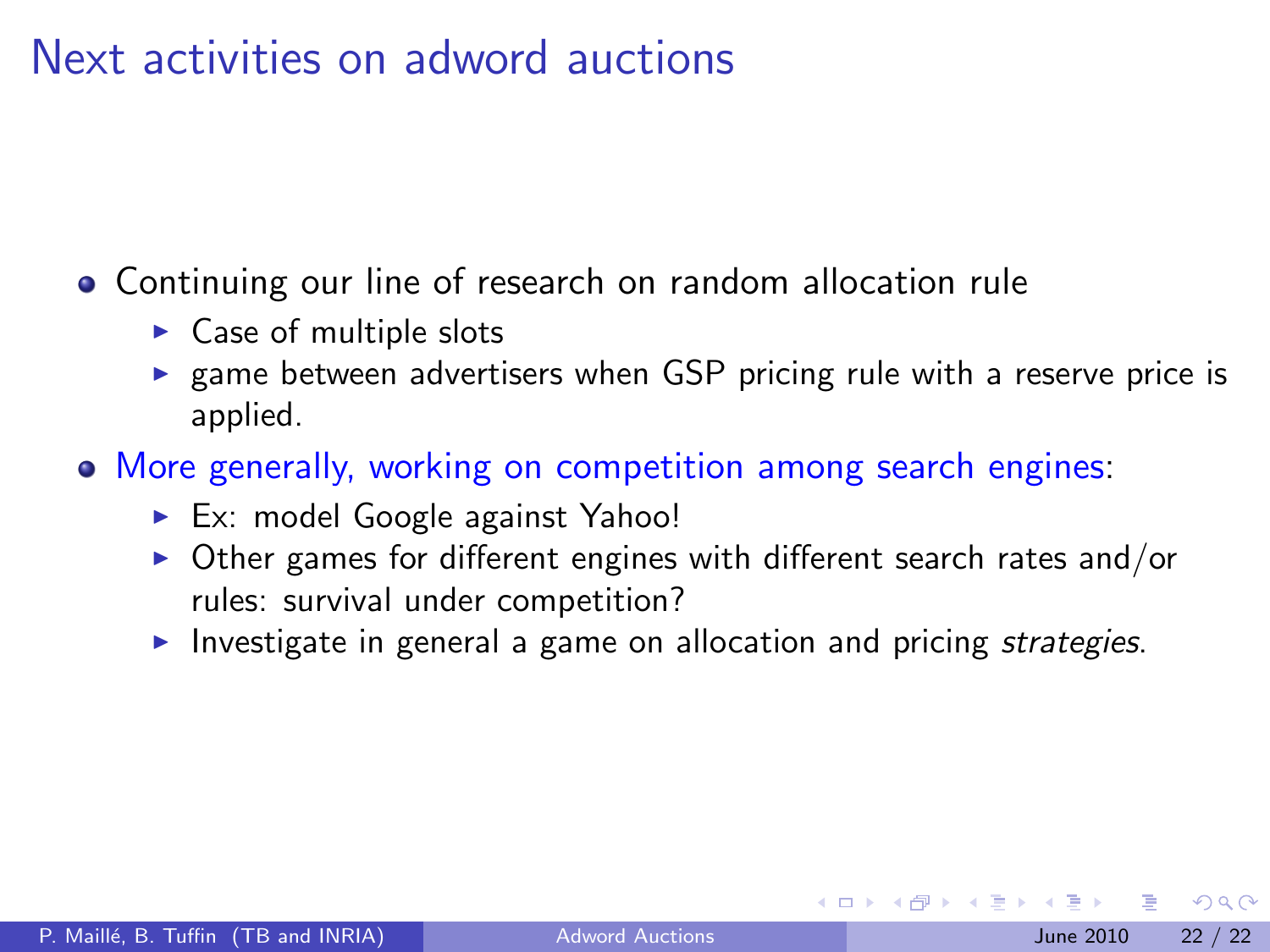# Next activities on adword auctions

- Continuing our line of research on random allocation rule
  - Case of multiple slots
  - game between advertisers when GSP pricing rule with a reserve price is applied.
- More generally, working on competition among search engines:
  - Ex: model Google against Yahoo!
  - Other games for different engines with different search rates and/or rules: survival under competition?
  - Investigate in general a game on allocation and pricing *strategies*.